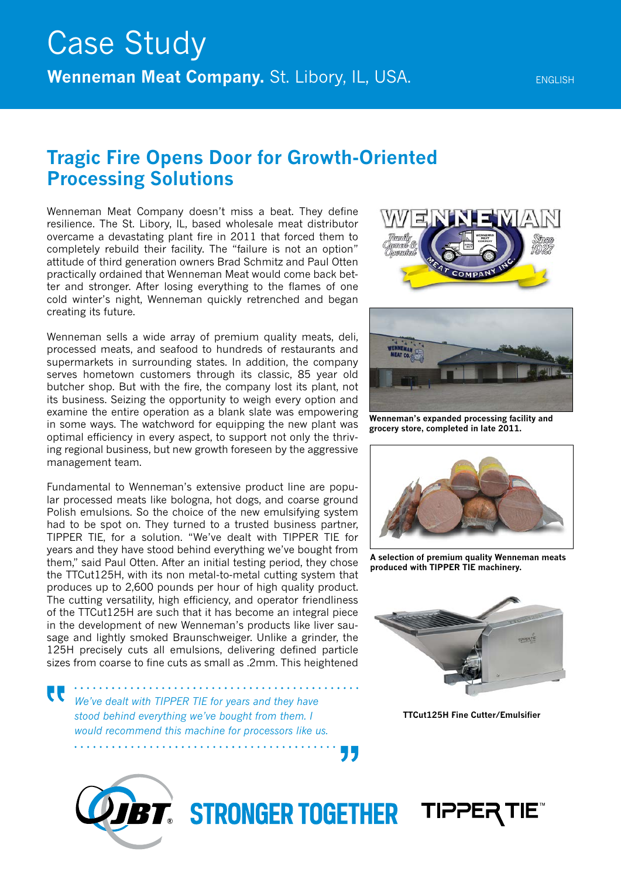# Case Study

**Wenneman Meat Company.** St. Libory, IL, USA.

ENGLISH

## Tragic Fire Opens Door for Growth-Oriented Processing Solutions

Wenneman Meat Company doesn't miss a beat. They define resilience. The St. Libory, IL, based wholesale meat distributor overcame a devastating plant fire in 2011 that forced them to completely rebuild their facility. The "failure is not an option" attitude of third generation owners Brad Schmitz and Paul Otten practically ordained that Wenneman Meat would come back better and stronger. After losing everything to the flames of one cold winter's night, Wenneman quickly retrenched and began creating its future.

Wenneman sells a wide array of premium quality meats, deli, processed meats, and seafood to hundreds of restaurants and supermarkets in surrounding states. In addition, the company serves hometown customers through its classic, 85 year old butcher shop. But with the fire, the company lost its plant, not its business. Seizing the opportunity to weigh every option and examine the entire operation as a blank slate was empowering in some ways. The watchword for equipping the new plant was optimal efficiency in every aspect, to support not only the thriving regional business, but new growth foreseen by the aggressive management team.

Fundamental to Wenneman's extensive product line are popular processed meats like bologna, hot dogs, and coarse ground Polish emulsions. So the choice of the new emulsifying system had to be spot on. They turned to a trusted business partner, TIPPER TIE, for a solution. "We've dealt with TIPPER TIE for years and they have stood behind everything we've bought from them," said Paul Otten. After an initial testing period, they chose the TTCut125H, with its non metal-to-metal cutting system that produces up to 2,600 pounds per hour of high quality product. The cutting versatility, high efficiency, and operator friendliness of the TTCut125H are such that it has become an integral piece in the development of new Wenneman's products like liver sausage and lightly smoked Braunschweiger. Unlike a grinder, the 125H precisely cuts all emulsions, delivering defined particle sizes from coarse to fine cuts as small as .2mm. This heightened

> *We've dealt with TIPPER TIE for years and they have stood behind everything we've bought from them. I would recommend this machine for processors like us.*

Wenneman's expanded processing facility and grocery store, completed in late 2011.

A selection of premium quality Wenneman meats produced with TIPPER TIE machinery.

TTCut125H Fine Cutter/Emulsifier

JBT STRONGER TOGETHER TIPPER TIE™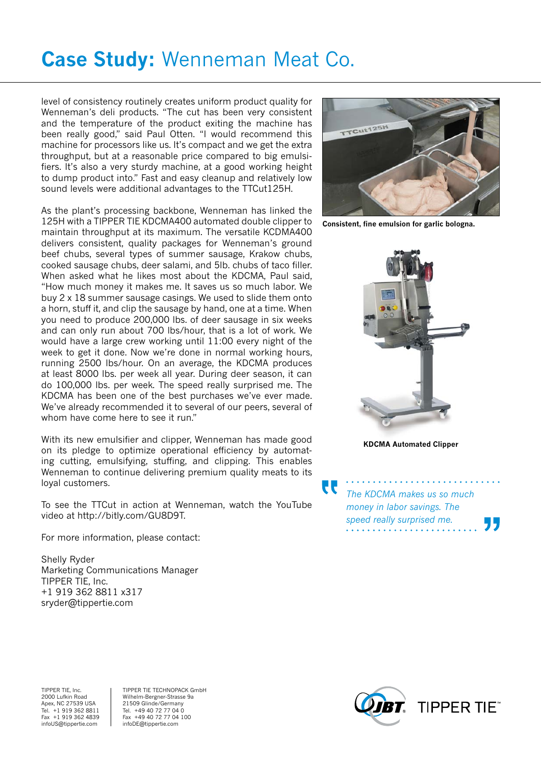# Case Study: Wenneman Meat Co.

level of consistency routinely creates uniform product quality for Wenneman's deli products. "The cut has been very consistent and the temperature of the product exiting the machine has been really good," said Paul Otten. "I would recommend this machine for processors like us. It's compact and we get the extra throughput, but at a reasonable price compared to big emulsifiers. It's also a very sturdy machine, at a good working height to dump product into." Fast and easy cleanup and relatively low sound levels were additional advantages to the TTCut125H.

As the plant's processing backbone, Wenneman has linked the 125H with a TIPPER TIE KDCMA400 automated double clipper to maintain throughput at its maximum. The versatile KCDMA400 delivers consistent, quality packages for Wenneman's ground beef chubs, several types of summer sausage, Krakow chubs, cooked sausage chubs, deer salami, and 5lb. chubs of taco filler. When asked what he likes most about the KDCMA, Paul said, "How much money it makes me. It saves us so much labor. We buy 2 x 18 summer sausage casings. We used to slide them onto a horn, stuff it, and clip the sausage by hand, one at a time. When you need to produce 200,000 lbs. of deer sausage in six weeks and can only run about 700 lbs/hour, that is a lot of work. We would have a large crew working until 11:00 every night of the week to get it done. Now we're done in normal working hours, running 2500 lbs/hour. On an average, the KDCMA produces at least 8000 lbs. per week all year. During deer season, it can do 100,000 lbs. per week. The speed really surprised me. The KDCMA has been one of the best purchases we've ever made. We've already recommended it to several of our peers, several of whom have come here to see it run."

With its new emulsifier and clipper, Wenneman has made good on its pledge to optimize operational efficiency by automating cutting, emulsifying, stuffing, and clipping. This enables Wenneman to continue delivering premium quality meats to its loyal customers.

To see the TTCut in action at Wenneman, watch the YouTube video at http://bitly.com/GU8D9T.

For more information, please contact:

Shelly Ryder
Marketing Communications Manager
TIPPER TIE, Inc.
+1 919 362 8811 x317
sryder@tippertie.com

**Consistent, fine emulsion for garlic bologna.**

**KDCMA Automated Clipper**

> *The KDCMA makes us so much money in labor savings. The speed really surprised me.*

TIPPER TIE, Inc.
2000 Lufkin Road
Apex, NC 27539 USA
Tel. +1 919 362 8811
Fax +1 919 362 4839
infoUS@tippertie.com

TIPPER TIE TECHNOPACK GmbH
Wilhelm-Bergner-Strasse 9a
21509 Glinde/Germany
Tel. +49 40 72 77 04 0
Fax +49 40 72 77 04 100
infoDE@tippertie.com

JBT TIPPER TIE™